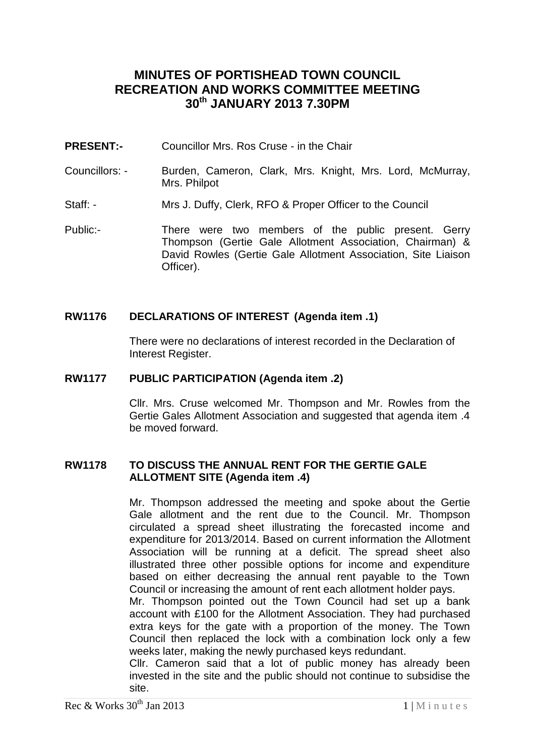# MINUTES OF PORTISHEAD TOWN COUNCIL RECREATION AND WORKS COMMITTEE MEETING 30th JANUARY 2013 7.30PM

**PRESENT:-** Councillor Mrs. Ros Cruse - in the Chair

Councillors: - Burden, Cameron, Clark, Mrs. Knight, Mrs. Lord, McMurray, Mrs. Philpot

Staff: - Mrs J. Duffy, Clerk, RFO & Proper Officer to the Council

Public:- There were two members of the public present. Gerry Thompson (Gertie Gale Allotment Association, Chairman) & David Rowles (Gertie Gale Allotment Association, Site Liaison Officer).

## RW1176 DECLARATIONS OF INTEREST (Agenda item .1)

There were no declarations of interest recorded in the Declaration of Interest Register.

## RW1177 PUBLIC PARTICIPATION (Agenda item .2)

Cllr. Mrs. Cruse welcomed Mr. Thompson and Mr. Rowles from the Gertie Gales Allotment Association and suggested that agenda item .4 be moved forward.

## RW1178 TO DISCUSS THE ANNUAL RENT FOR THE GERTIE GALE ALLOTMENT SITE (Agenda item .4)

Mr. Thompson addressed the meeting and spoke about the Gertie Gale allotment and the rent due to the Council. Mr. Thompson circulated a spread sheet illustrating the forecasted income and expenditure for 2013/2014. Based on current information the Allotment Association will be running at a deficit. The spread sheet also illustrated three other possible options for income and expenditure based on either decreasing the annual rent payable to the Town Council or increasing the amount of rent each allotment holder pays.

Mr. Thompson pointed out the Town Council had set up a bank account with £100 for the Allotment Association. They had purchased extra keys for the gate with a proportion of the money. The Town Council then replaced the lock with a combination lock only a few weeks later, making the newly purchased keys redundant.

Cllr. Cameron said that a lot of public money has already been invested in the site and the public should not continue to subsidise the site.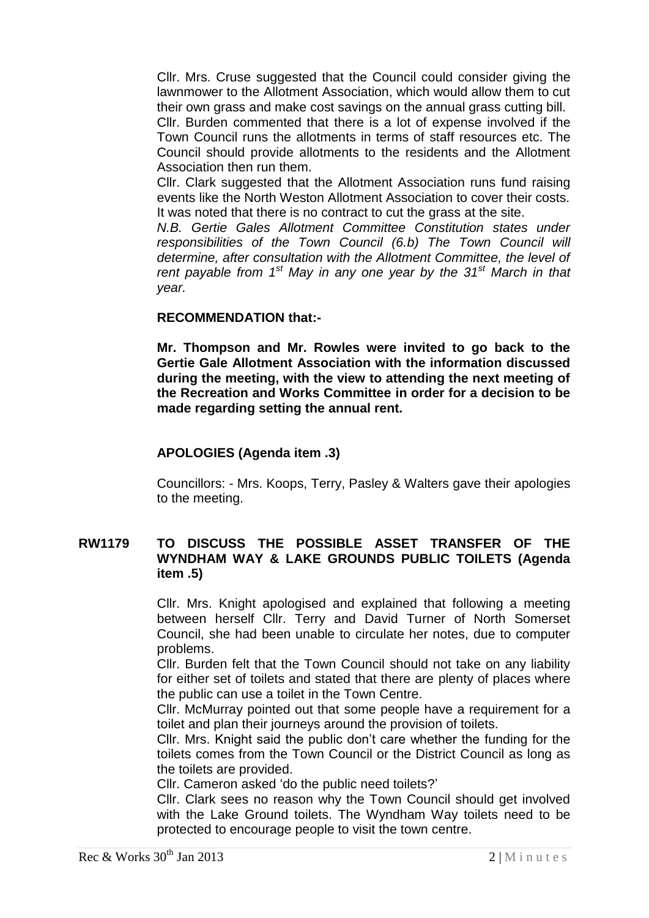Cllr. Mrs. Cruse suggested that the Council could consider giving the lawnmower to the Allotment Association, which would allow them to cut their own grass and make cost savings on the annual grass cutting bill.
Cllr. Burden commented that there is a lot of expense involved if the Town Council runs the allotments in terms of staff resources etc. The Council should provide allotments to the residents and the Allotment Association then run them.
Cllr. Clark suggested that the Allotment Association runs fund raising events like the North Weston Allotment Association to cover their costs.
It was noted that there is no contract to cut the grass at the site.
*N.B. Gertie Gales Allotment Committee Constitution states under responsibilities of the Town Council (6.b) The Town Council will determine, after consultation with the Allotment Committee, the level of rent payable from 1st May in any one year by the 31st March in that year.*

**RECOMMENDATION that:-**

**Mr. Thompson and Mr. Rowles were invited to go back to the Gertie Gale Allotment Association with the information discussed during the meeting, with the view to attending the next meeting of the Recreation and Works Committee in order for a decision to be made regarding setting the annual rent.**

**APOLOGIES (Agenda item .3)**

Councillors: - Mrs. Koops, Terry, Pasley & Walters gave their apologies to the meeting.

**RW1179 TO DISCUSS THE POSSIBLE ASSET TRANSFER OF THE WYNDHAM WAY & LAKE GROUNDS PUBLIC TOILETS (Agenda item .5)**

Cllr. Mrs. Knight apologised and explained that following a meeting between herself Cllr. Terry and David Turner of North Somerset Council, she had been unable to circulate her notes, due to computer problems.
Cllr. Burden felt that the Town Council should not take on any liability for either set of toilets and stated that there are plenty of places where the public can use a toilet in the Town Centre.
Cllr. McMurray pointed out that some people have a requirement for a toilet and plan their journeys around the provision of toilets.
Cllr. Mrs. Knight said the public don't care whether the funding for the toilets comes from the Town Council or the District Council as long as the toilets are provided.
Cllr. Cameron asked 'do the public need toilets?'
Cllr. Clark sees no reason why the Town Council should get involved with the Lake Ground toilets. The Wyndham Way toilets need to be protected to encourage people to visit the town centre.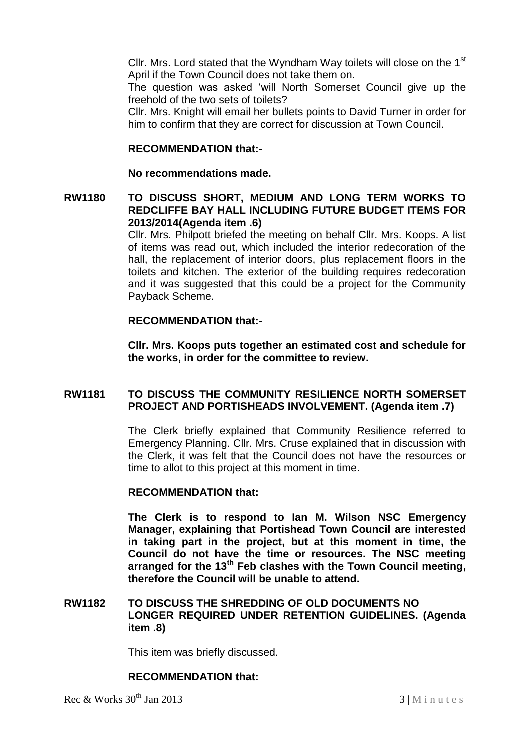Cllr. Mrs. Lord stated that the Wyndham Way toilets will close on the 1st April if the Town Council does not take them on.

The question was asked 'will North Somerset Council give up the freehold of the two sets of toilets?

Cllr. Mrs. Knight will email her bullets points to David Turner in order for him to confirm that they are correct for discussion at Town Council.

**RECOMMENDATION that:-**

**No recommendations made.**

**RW1180 TO DISCUSS SHORT, MEDIUM AND LONG TERM WORKS TO REDCLIFFE BAY HALL INCLUDING FUTURE BUDGET ITEMS FOR 2013/2014(Agenda item .6)**

Cllr. Mrs. Philpott briefed the meeting on behalf Cllr. Mrs. Koops. A list of items was read out, which included the interior redecoration of the hall, the replacement of interior doors, plus replacement floors in the toilets and kitchen. The exterior of the building requires redecoration and it was suggested that this could be a project for the Community Payback Scheme.

**RECOMMENDATION that:-**

**Cllr. Mrs. Koops puts together an estimated cost and schedule for the works, in order for the committee to review.**

**RW1181 TO DISCUSS THE COMMUNITY RESILIENCE NORTH SOMERSET PROJECT AND PORTISHEADS INVOLVEMENT. (Agenda item .7)**

The Clerk briefly explained that Community Resilience referred to Emergency Planning. Cllr. Mrs. Cruse explained that in discussion with the Clerk, it was felt that the Council does not have the resources or time to allot to this project at this moment in time.

**RECOMMENDATION that:**

**The Clerk is to respond to Ian M. Wilson NSC Emergency Manager, explaining that Portishead Town Council are interested in taking part in the project, but at this moment in time, the Council do not have the time or resources. The NSC meeting arranged for the 13th Feb clashes with the Town Council meeting, therefore the Council will be unable to attend.**

**RW1182 TO DISCUSS THE SHREDDING OF OLD DOCUMENTS NO LONGER REQUIRED UNDER RETENTION GUIDELINES. (Agenda item .8)**

This item was briefly discussed.

**RECOMMENDATION that:**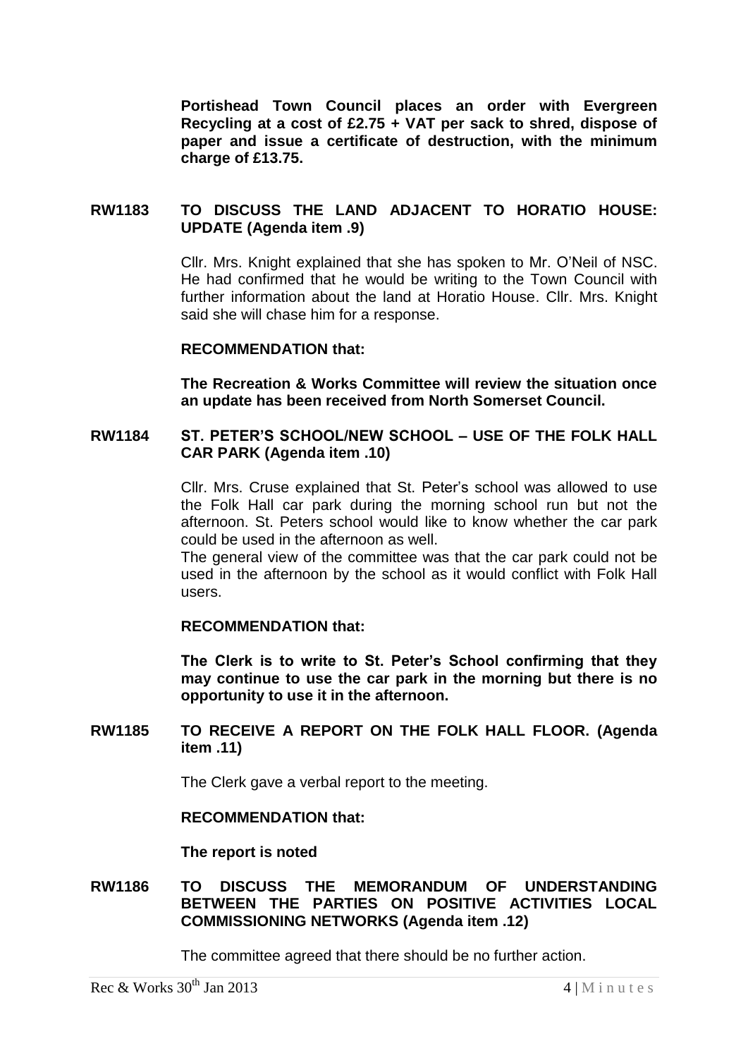**Portishead Town Council places an order with Evergreen Recycling at a cost of £2.75 + VAT per sack to shred, dispose of paper and issue a certificate of destruction, with the minimum charge of £13.75.**

### RW1183 TO DISCUSS THE LAND ADJACENT TO HORATIO HOUSE: UPDATE (Agenda item .9)

Cllr. Mrs. Knight explained that she has spoken to Mr. O'Neil of NSC. He had confirmed that he would be writing to the Town Council with further information about the land at Horatio House. Cllr. Mrs. Knight said she will chase him for a response.

**RECOMMENDATION that:**

**The Recreation & Works Committee will review the situation once an update has been received from North Somerset Council.**

### RW1184 ST. PETER'S SCHOOL/NEW SCHOOL – USE OF THE FOLK HALL CAR PARK (Agenda item .10)

Cllr. Mrs. Cruse explained that St. Peter's school was allowed to use the Folk Hall car park during the morning school run but not the afternoon. St. Peters school would like to know whether the car park could be used in the afternoon as well.

The general view of the committee was that the car park could not be used in the afternoon by the school as it would conflict with Folk Hall users.

**RECOMMENDATION that:**

**The Clerk is to write to St. Peter's School confirming that they may continue to use the car park in the morning but there is no opportunity to use it in the afternoon.**

### RW1185 TO RECEIVE A REPORT ON THE FOLK HALL FLOOR. (Agenda item .11)

The Clerk gave a verbal report to the meeting.

**RECOMMENDATION that:**

**The report is noted**

### RW1186 TO DISCUSS THE MEMORANDUM OF UNDERSTANDING BETWEEN THE PARTIES ON POSITIVE ACTIVITIES LOCAL COMMISSIONING NETWORKS (Agenda item .12)

The committee agreed that there should be no further action.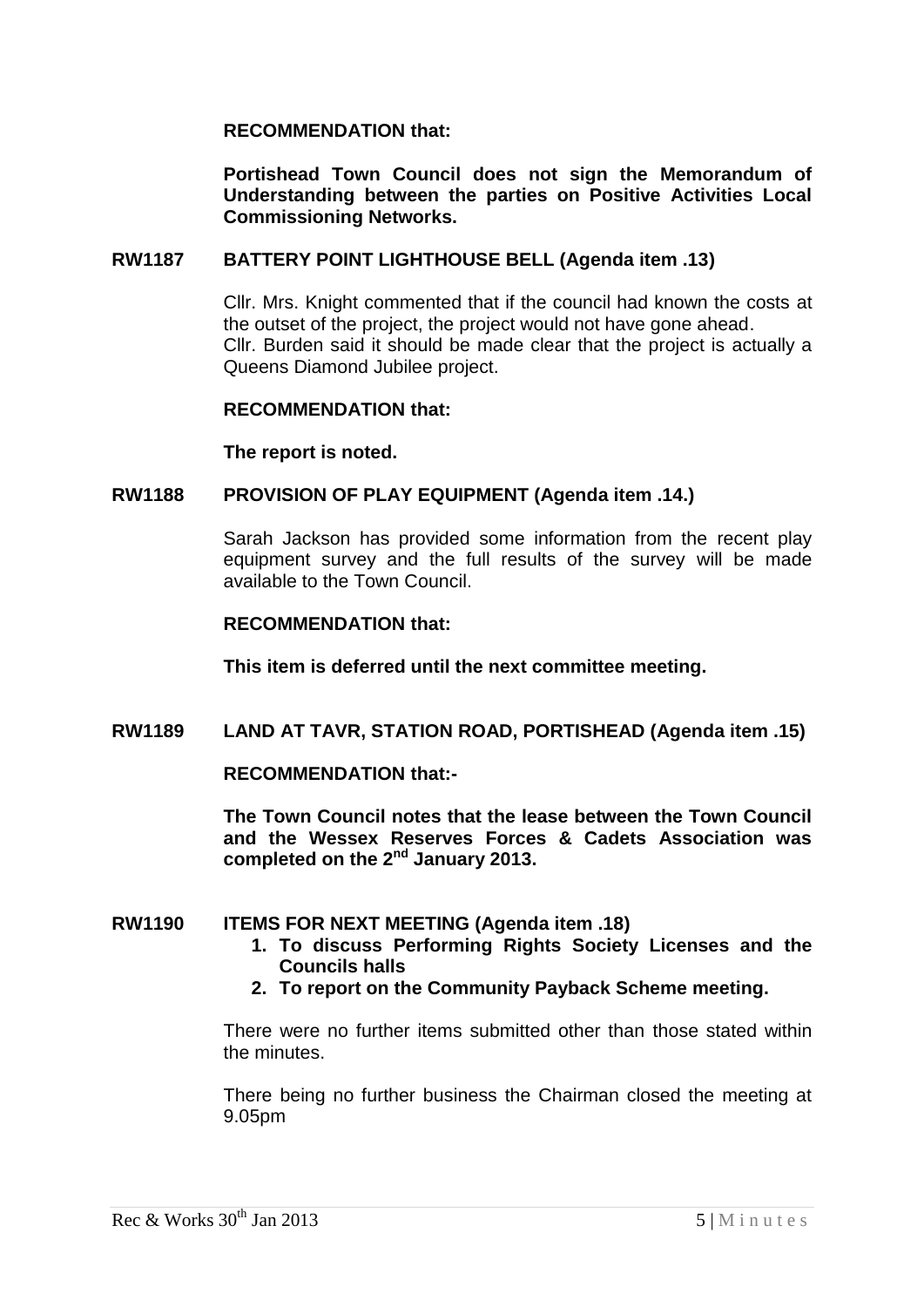**RECOMMENDATION that:**

**Portishead Town Council does not sign the Memorandum of Understanding between the parties on Positive Activities Local Commissioning Networks.**

**RW1187 BATTERY POINT LIGHTHOUSE BELL (Agenda item .13)**

Cllr. Mrs. Knight commented that if the council had known the costs at the outset of the project, the project would not have gone ahead.
Cllr. Burden said it should be made clear that the project is actually a Queens Diamond Jubilee project.

**RECOMMENDATION that:**

**The report is noted.**

**RW1188 PROVISION OF PLAY EQUIPMENT (Agenda item .14.)**

Sarah Jackson has provided some information from the recent play equipment survey and the full results of the survey will be made available to the Town Council.

**RECOMMENDATION that:**

**This item is deferred until the next committee meeting.**

**RW1189 LAND AT TAVR, STATION ROAD, PORTISHEAD (Agenda item .15)**

**RECOMMENDATION that:-**

**The Town Council notes that the lease between the Town Council and the Wessex Reserves Forces & Cadets Association was completed on the 2nd January 2013.**

**RW1190 ITEMS FOR NEXT MEETING (Agenda item .18)**

1. **To discuss Performing Rights Society Licenses and the Councils halls**
2. **To report on the Community Payback Scheme meeting.**

There were no further items submitted other than those stated within the minutes.

There being no further business the Chairman closed the meeting at 9.05pm